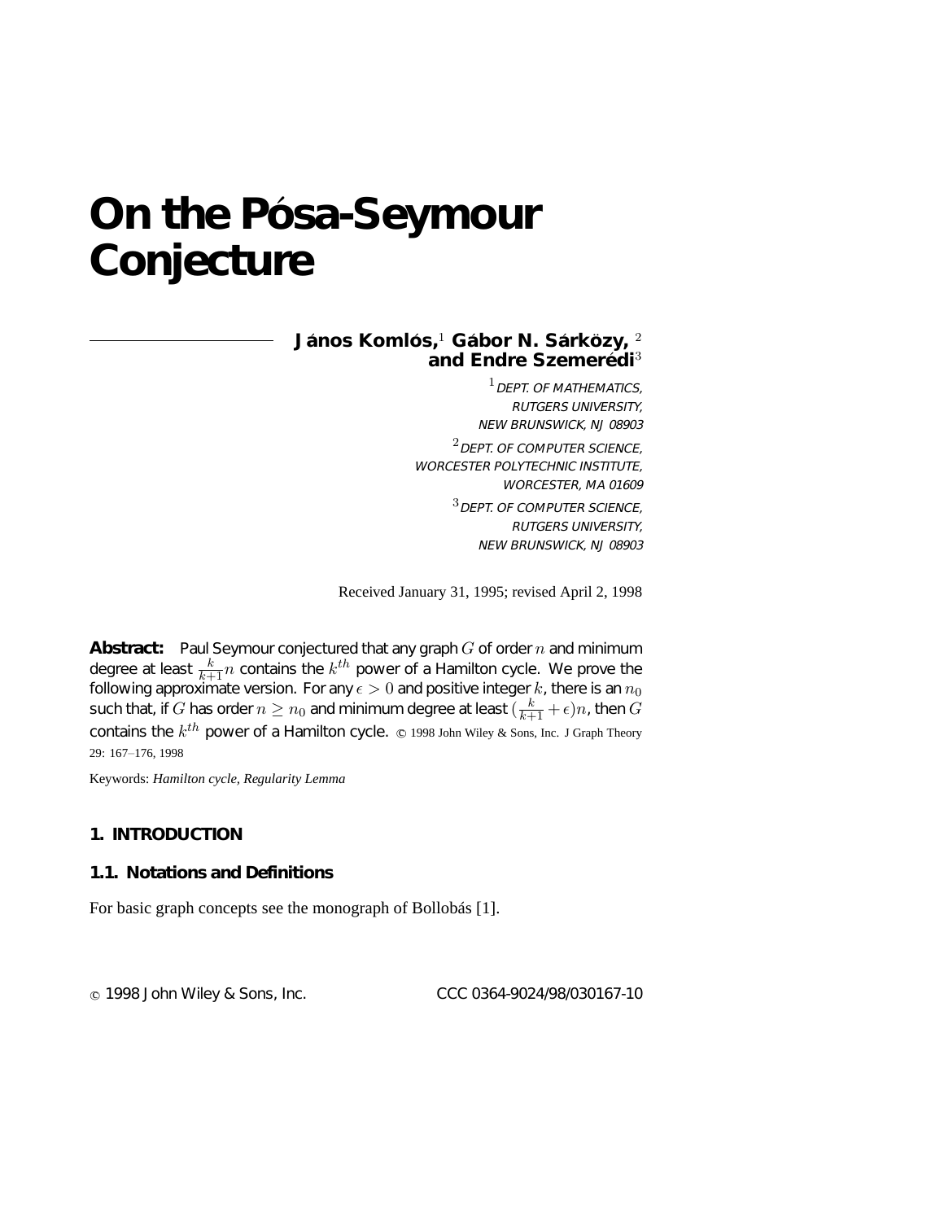# On the Pósa-Seymour Conjecture

**János Komlós,**[1] **Gábor N. Sárközy,**[2] **and Endre Szemerédi**[3]

[1] DEPT. OF MATHEMATICS,
RUTGERS UNIVERSITY,
NEW BRUNSWICK, NJ 08903

[2] DEPT. OF COMPUTER SCIENCE,
WORCESTER POLYTECHNIC INSTITUTE,
WORCESTER, MA 01609

[3] DEPT. OF COMPUTER SCIENCE,
RUTGERS UNIVERSITY,
NEW BRUNSWICK, NJ 08903

Received January 31, 1995; revised April 2, 1998

**Abstract:** Paul Seymour conjectured that any graph $G$ of order $n$ and minimum degree at least $\frac{k}{k+1}n$ contains the $k^{th}$ power of a Hamilton cycle. We prove the following approximate version. For any $\epsilon > 0$ and positive integer $k$, there is an $n_0$ such that, if $G$ has order $n \geq n_0$ and minimum degree at least $(\frac{k}{k+1} + \epsilon)n$, then $G$ contains the $k^{th}$ power of a Hamilton cycle. © 1998 John Wiley & Sons, Inc. J Graph Theory 29: 167–176, 1998

Keywords: *Hamilton cycle, Regularity Lemma*

## 1. INTRODUCTION

### 1.1. Notations and Definitions

For basic graph concepts see the monograph of Bollobás [1].

© 1998 John Wiley & Sons, Inc. CCC 0364-9024/98/030167-10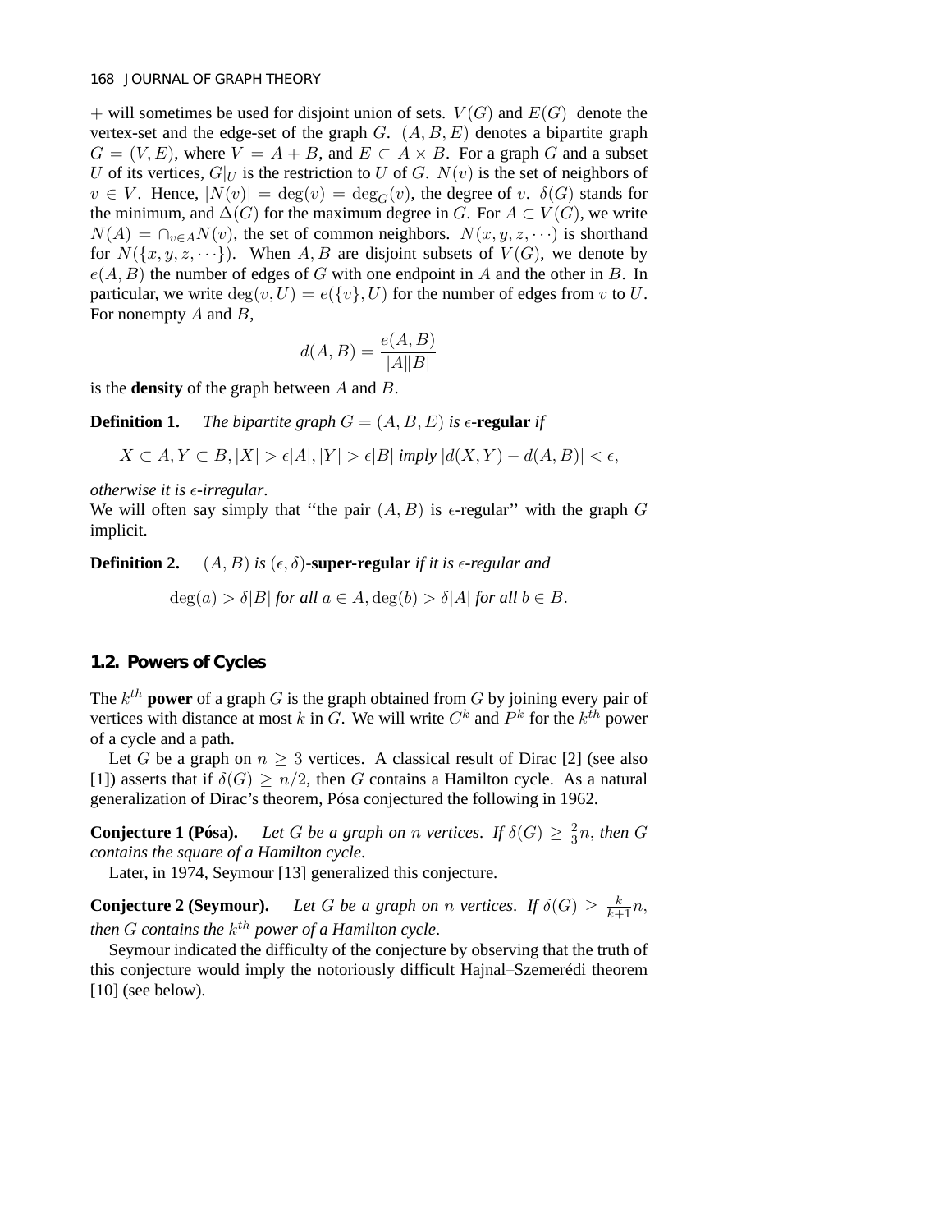$+$ will sometimes be used for disjoint union of sets. $V(G)$ and $E(G)$ denote the vertex-set and the edge-set of the graph $G$. $(A, B, E)$ denotes a bipartite graph $G = (V, E)$, where $V = A + B$, and $E \subset A \times B$. For a graph $G$ and a subset $U$ of its vertices, $G|_U$ is the restriction to $U$ of $G$. $N(v)$ is the set of neighbors of $v \in V$. Hence, $|N(v)| = \deg(v) = \deg_G(v)$, the degree of $v$. $\delta(G)$ stands for the minimum, and $\Delta(G)$ for the maximum degree in $G$. For $A \subset V(G)$, we write $N(A) = \cap_{v \in A} N(v)$, the set of common neighbors. $N(x, y, z, \cdots)$ is shorthand for $N(\{x, y, z, \cdots\})$. When $A, B$ are disjoint subsets of $V(G)$, we denote by $e(A, B)$ the number of edges of $G$ with one endpoint in $A$ and the other in $B$. In particular, we write $\deg(v, U) = e(\{v\}, U)$ for the number of edges from $v$ to $U$. For nonempty $A$ and $B$,

$$d(A, B) = \frac{e(A, B)}{|A||B|}$$

is the **density** of the graph between $A$ and $B$.

**Definition 1.** *The bipartite graph $G = (A, B, E)$ is $\epsilon$-**regular** if*

$$X \subset A, Y \subset B, |X| > \epsilon|A|, |Y| > \epsilon|B| \text{ imply } |d(X, Y) - d(A, B)| < \epsilon,$$

*otherwise it is $\epsilon$-irregular.*

We will often say simply that "the pair $(A, B)$ is $\epsilon$-regular" with the graph $G$ implicit.

**Definition 2.** *$(A, B)$ is $(\epsilon, \delta)$-**super-regular** if it is $\epsilon$-regular and*

$$\deg(a) > \delta|B| \text{ for all } a \in A, \deg(b) > \delta|A| \text{ for all } b \in B.$$

### 1.2. Powers of Cycles

The $k^{th}$ **power** of a graph $G$ is the graph obtained from $G$ by joining every pair of vertices with distance at most $k$ in $G$. We will write $C^k$ and $P^k$ for the $k^{th}$ power of a cycle and a path.

Let $G$ be a graph on $n \geq 3$ vertices. A classical result of Dirac [2] (see also [1]) asserts that if $\delta(G) \geq n/2$, then $G$ contains a Hamilton cycle. As a natural generalization of Dirac's theorem, Pósa conjectured the following in 1962.

**Conjecture 1 (Pósa).** *Let $G$ be a graph on $n$ vertices. If $\delta(G) \geq \frac{2}{3}n$, then $G$ contains the square of a Hamilton cycle.*

Later, in 1974, Seymour [13] generalized this conjecture.

**Conjecture 2 (Seymour).** *Let $G$ be a graph on $n$ vertices. If $\delta(G) \geq \frac{k}{k+1}n$, then $G$ contains the $k^{th}$ power of a Hamilton cycle.*

Seymour indicated the difficulty of the conjecture by observing that the truth of this conjecture would imply the notoriously difficult Hajnal–Szemerédi theorem [10] (see below).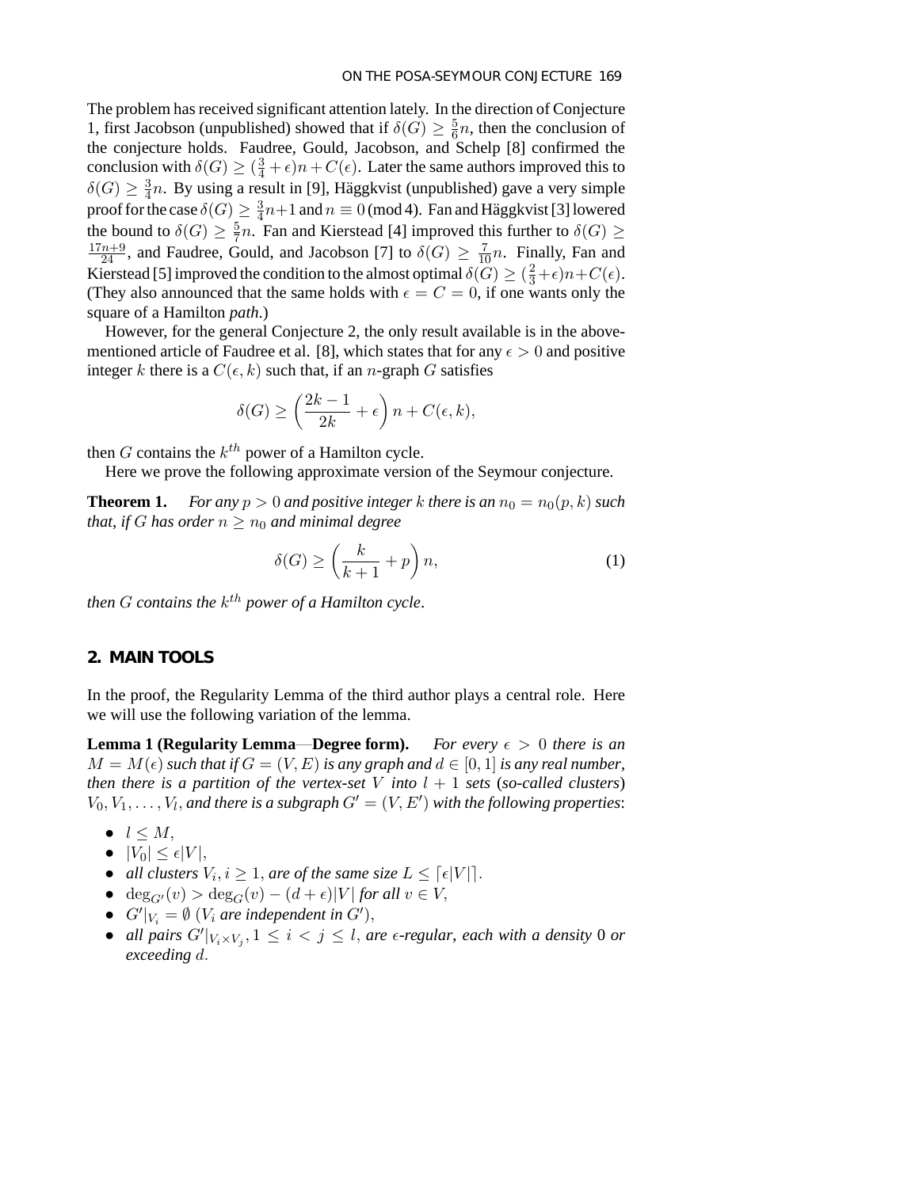The problem has received significant attention lately. In the direction of Conjecture 1, first Jacobson (unpublished) showed that if $\delta(G) \geq \frac{5}{6}n$, then the conclusion of the conjecture holds. Faudree, Gould, Jacobson, and Schelp [8] confirmed the conclusion with $\delta(G) \geq (\frac{3}{4}+\epsilon)n + C(\epsilon)$. Later the same authors improved this to $\delta(G) \geq \frac{3}{4}n$. By using a result in [9], Häggkvist (unpublished) gave a very simple proof for the case $\delta(G) \geq \frac{3}{4}n+1$ and $n \equiv 0 \pmod 4$. Fan and Häggkvist [3] lowered the bound to $\delta(G) \geq \frac{5}{7}n$. Fan and Kierstead [4] improved this further to $\delta(G) \geq \frac{17n+9}{24}$, and Faudree, Gould, and Jacobson [7] to $\delta(G) \geq \frac{7}{10}n$. Finally, Fan and Kierstead [5] improved the condition to the almost optimal $\delta(G) \geq (\frac{2}{3}+\epsilon)n + C(\epsilon)$. (They also announced that the same holds with $\epsilon = C = 0$, if one wants only the square of a Hamilton *path*.)

However, for the general Conjecture 2, the only result available is in the above-mentioned article of Faudree et al. [8], which states that for any $\epsilon > 0$ and positive integer $k$ there is a $C(\epsilon, k)$ such that, if an $n$-graph $G$ satisfies

$$\delta(G) \geq \left(\frac{2k-1}{2k} + \epsilon\right) n + C(\epsilon, k),$$

then $G$ contains the $k^{th}$ power of a Hamilton cycle.

Here we prove the following approximate version of the Seymour conjecture.

**Theorem 1.** *For any $p > 0$ and positive integer $k$ there is an $n_0 = n_0(p, k)$ such that, if $G$ has order $n \geq n_0$ and minimal degree*

$$\delta(G) \geq \left(\frac{k}{k+1} + p\right) n, \tag{1}$$

*then $G$ contains the $k^{th}$ power of a Hamilton cycle.*

## 2. MAIN TOOLS

In the proof, the Regularity Lemma of the third author plays a central role. Here we will use the following variation of the lemma.

**Lemma 1 (Regularity Lemma—Degree form).** *For every $\epsilon > 0$ there is an $M = M(\epsilon)$ such that if $G = (V, E)$ is any graph and $d \in [0, 1]$ is any real number, then there is a partition of the vertex-set $V$ into $l + 1$ sets (so-called clusters) $V_0, V_1, \ldots, V_l$, and there is a subgraph $G' = (V, E')$ with the following properties:*

- $l \leq M$,
- $|V_0| \leq \epsilon |V|$,
- *all clusters $V_i, i \geq 1$, are of the same size $L \leq \lceil \epsilon |V| \rceil$.*
- $\deg_{G'}(v) > \deg_G(v) - (d + \epsilon)|V|$ *for all $v \in V$,*
- $G'|_{V_i} = \emptyset$ *($V_i$ are independent in $G'$),*
- *all pairs $G'|_{V_i \times V_j}, 1 \leq i < j \leq l$, are $\epsilon$-regular, each with a density 0 or exceeding $d$.*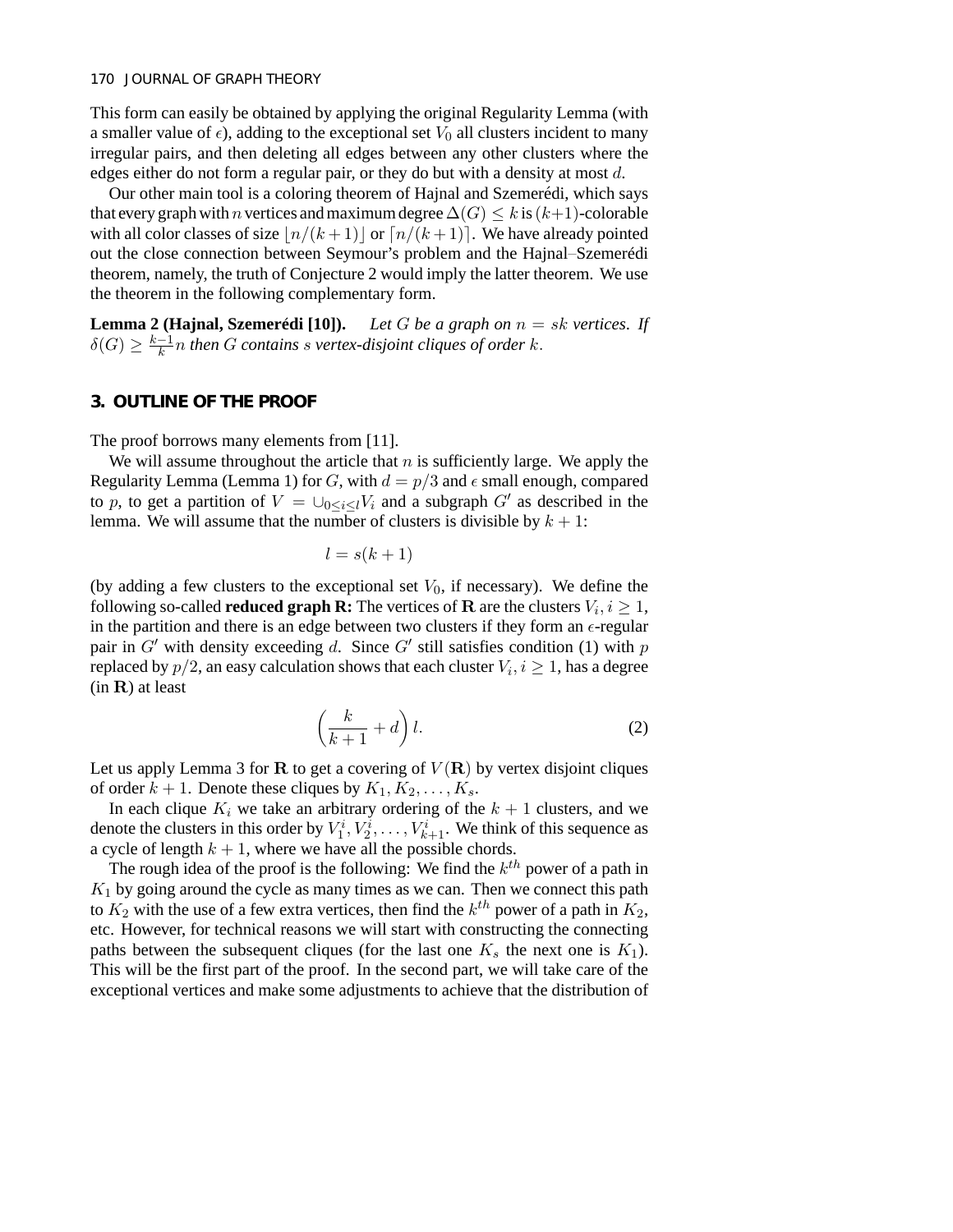This form can easily be obtained by applying the original Regularity Lemma (with a smaller value of $\epsilon$), adding to the exceptional set $V_0$ all clusters incident to many irregular pairs, and then deleting all edges between any other clusters where the edges either do not form a regular pair, or they do but with a density at most $d$.

Our other main tool is a coloring theorem of Hajnal and Szemerédi, which says that every graph with $n$ vertices and maximum degree $\Delta(G) \leq k$ is $(k+1)$-colorable with all color classes of size $\lfloor n/(k+1) \rfloor$ or $\lceil n/(k+1) \rceil$. We have already pointed out the close connection between Seymour's problem and the Hajnal–Szemerédi theorem, namely, the truth of Conjecture 2 would imply the latter theorem. We use the theorem in the following complementary form.

**Lemma 2 (Hajnal, Szemerédi [10]).** *Let $G$ be a graph on $n = sk$ vertices. If $\delta(G) \geq \frac{k-1}{k} n$ then $G$ contains $s$ vertex-disjoint cliques of order $k$.*

## 3. OUTLINE OF THE PROOF

The proof borrows many elements from [11].

We will assume throughout the article that $n$ is sufficiently large. We apply the Regularity Lemma (Lemma 1) for $G$, with $d = p/3$ and $\epsilon$ small enough, compared to $p$, to get a partition of $V = \cup_{0 \leq i \leq l} V_i$ and a subgraph $G'$ as described in the lemma. We will assume that the number of clusters is divisible by $k+1$:

$$l = s(k+1)$$

(by adding a few clusters to the exceptional set $V_0$, if necessary). We define the following so-called **reduced graph R:** The vertices of $\mathbf{R}$ are the clusters $V_i, i \geq 1$, in the partition and there is an edge between two clusters if they form an $\epsilon$-regular pair in $G'$ with density exceeding $d$. Since $G'$ still satisfies condition (1) with $p$ replaced by $p/2$, an easy calculation shows that each cluster $V_i, i \geq 1$, has a degree (in $\mathbf{R}$) at least

$$\left( \frac{k}{k+1} + d \right) l. \tag{2}$$

Let us apply Lemma 3 for $\mathbf{R}$ to get a covering of $V(\mathbf{R})$ by vertex disjoint cliques of order $k+1$. Denote these cliques by $K_1, K_2, \ldots, K_s$.

In each clique $K_i$ we take an arbitrary ordering of the $k+1$ clusters, and we denote the clusters in this order by $V_1^i, V_2^i, \ldots, V_{k+1}^i$. We think of this sequence as a cycle of length $k+1$, where we have all the possible chords.

The rough idea of the proof is the following: We find the $k^{th}$ power of a path in $K_1$ by going around the cycle as many times as we can. Then we connect this path to $K_2$ with the use of a few extra vertices, then find the $k^{th}$ power of a path in $K_2$, etc. However, for technical reasons we will start with constructing the connecting paths between the subsequent cliques (for the last one $K_s$ the next one is $K_1$). This will be the first part of the proof. In the second part, we will take care of the exceptional vertices and make some adjustments to achieve that the distribution of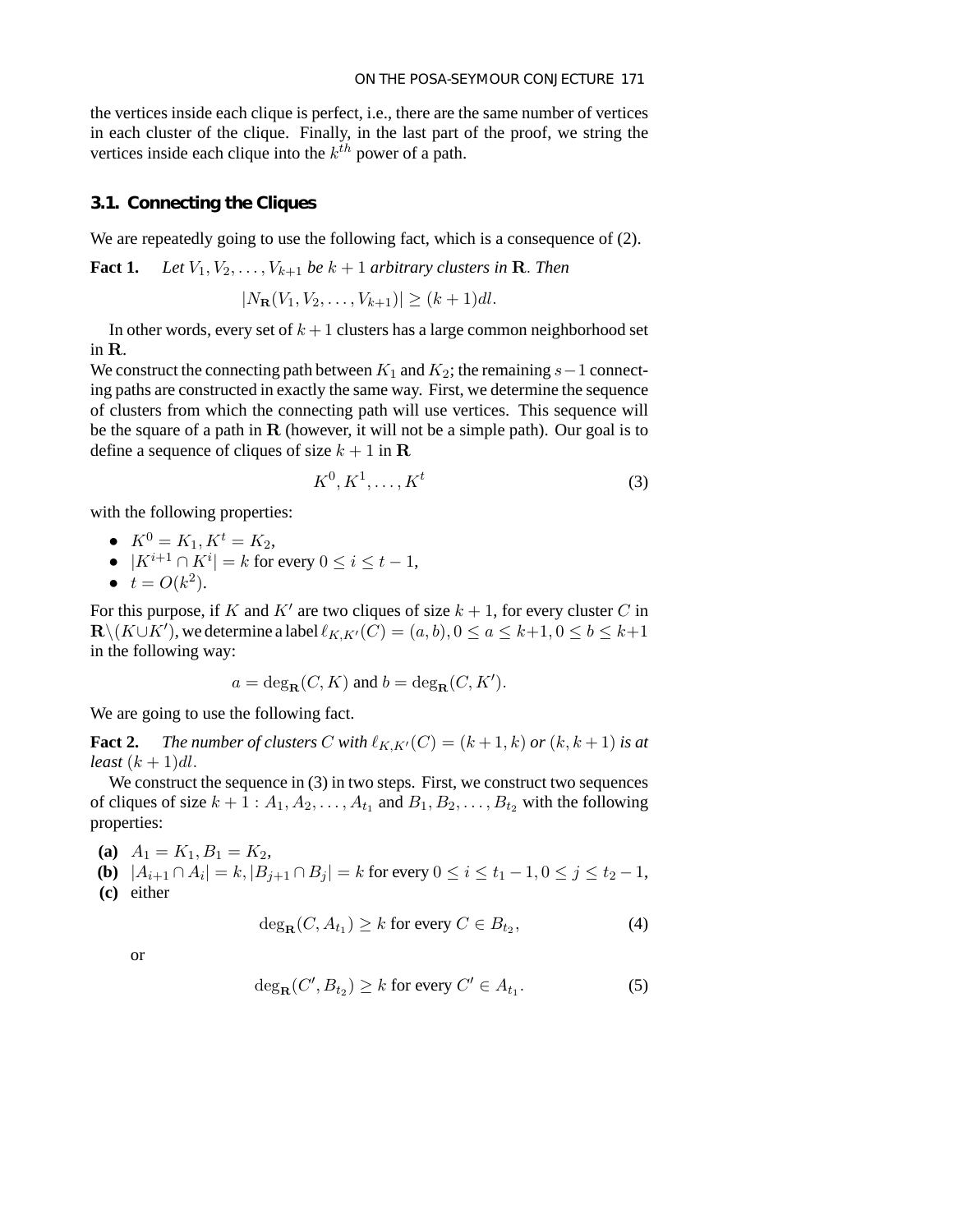the vertices inside each clique is perfect, i.e., there are the same number of vertices in each cluster of the clique. Finally, in the last part of the proof, we string the vertices inside each clique into the $k^{th}$ power of a path.

### 3.1. Connecting the Cliques

We are repeatedly going to use the following fact, which is a consequence of (2).

**Fact 1.** *Let $V_1, V_2, \dots, V_{k+1}$ be $k+1$ arbitrary clusters in $\mathbf{R}$. Then*

$$|N_{\mathbf{R}}(V_1, V_2, \dots, V_{k+1})| \geq (k+1)dl.$$

In other words, every set of $k+1$ clusters has a large common neighborhood set in $\mathbf{R}$.

We construct the connecting path between $K_1$ and $K_2$; the remaining $s-1$ connecting paths are constructed in exactly the same way. First, we determine the sequence of clusters from which the connecting path will use vertices. This sequence will be the square of a path in $\mathbf{R}$ (however, it will not be a simple path). Our goal is to define a sequence of cliques of size $k+1$ in $\mathbf{R}$

$$K^0, K^1, \dots, K^t \tag{3}$$

with the following properties:

- $K^0 = K_1, K^t = K_2$,
- $|K^{i+1} \cap K^i| = k$ for every $0 \leq i \leq t-1$,
- $t = O(k^2)$.

For this purpose, if $K$ and $K'$ are two cliques of size $k+1$, for every cluster $C$ in $\mathbf{R} \setminus (K \cup K')$, we determine a label $\ell_{K,K'}(C) = (a, b), 0 \leq a \leq k+1, 0 \leq b \leq k+1$ in the following way:

$$a = \deg_{\mathbf{R}}(C, K) \text{ and } b = \deg_{\mathbf{R}}(C, K').$$

We are going to use the following fact.

**Fact 2.** *The number of clusters $C$ with $\ell_{K,K'}(C) = (k+1, k)$ or $(k, k+1)$ is at least $(k+1)dl$.*

We construct the sequence in (3) in two steps. First, we construct two sequences of cliques of size $k+1$ : $A_1, A_2, \dots, A_{t_1}$ and $B_1, B_2, \dots, B_{t_2}$ with the following properties:

**(a)** $A_1 = K_1, B_1 = K_2$,

**(b)** $|A_{i+1} \cap A_i| = k, |B_{j+1} \cap B_j| = k$ for every $0 \leq i \leq t_1 - 1, 0 \leq j \leq t_2 - 1$,

**(c)** either

$$\deg_{\mathbf{R}}(C, A_{t_1}) \geq k \text{ for every } C \in B_{t_2}, \tag{4}$$

or

$$\deg_{\mathbf{R}}(C', B_{t_2}) \geq k \text{ for every } C' \in A_{t_1}. \tag{5}$$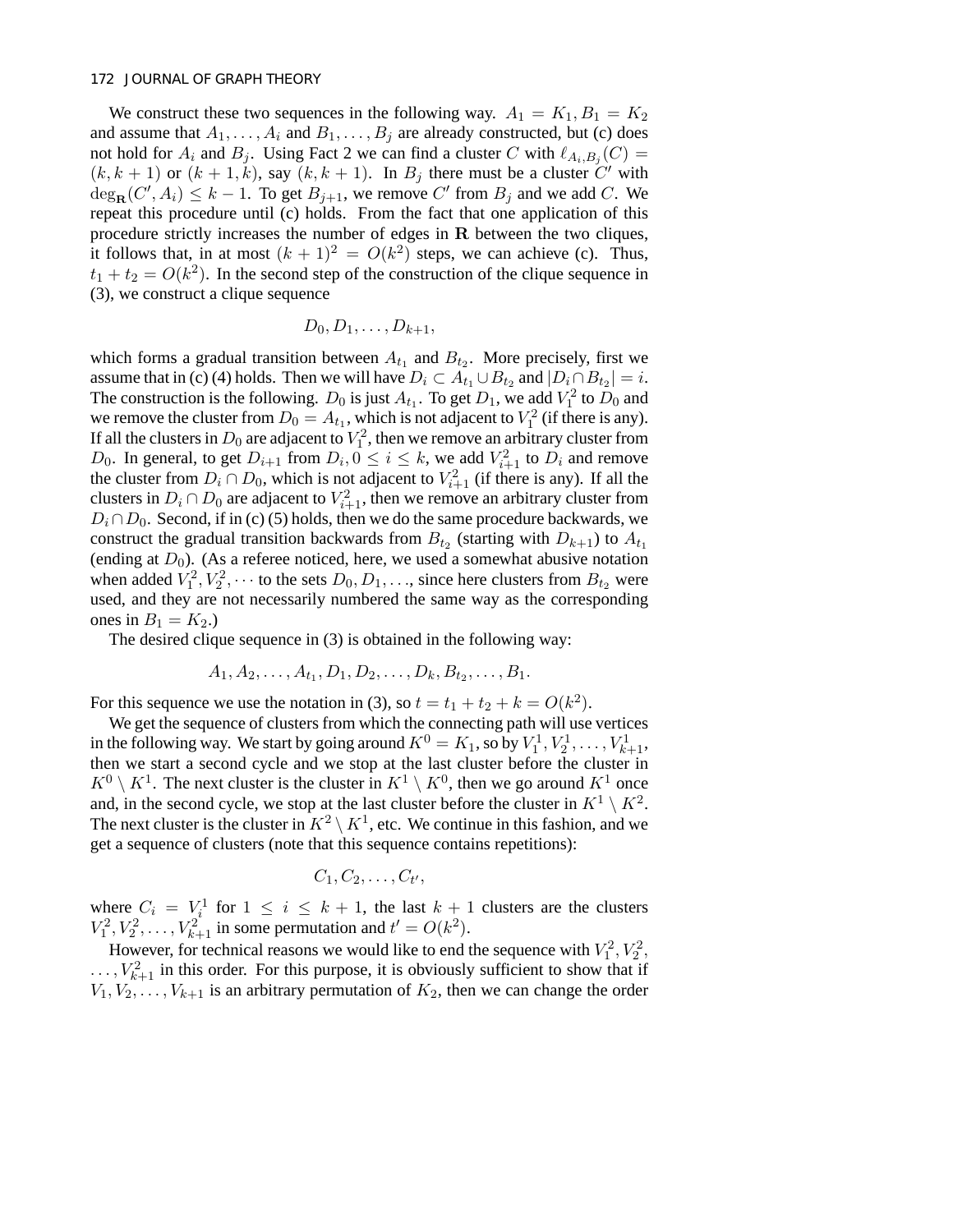We construct these two sequences in the following way. $A_1 = K_1, B_1 = K_2$ and assume that $A_1, \ldots, A_i$ and $B_1, \ldots, B_j$ are already constructed, but (c) does not hold for $A_i$ and $B_j$. Using Fact 2 we can find a cluster $C$ with $\ell_{A_i,B_j}(C) = (k, k+1)$ or $(k+1, k)$, say $(k, k+1)$. In $B_j$ there must be a cluster $C'$ with $\deg_{\mathbf{R}}(C', A_i) \leq k-1$. To get $B_{j+1}$, we remove $C'$ from $B_j$ and we add $C$. We repeat this procedure until (c) holds. From the fact that one application of this procedure strictly increases the number of edges in $\mathbf{R}$ between the two cliques, it follows that, in at most $(k+1)^2 = O(k^2)$ steps, we can achieve (c). Thus, $t_1 + t_2 = O(k^2)$. In the second step of the construction of the clique sequence in (3), we construct a clique sequence

$$D_0, D_1, \ldots, D_{k+1},$$

which forms a gradual transition between $A_{t_1}$ and $B_{t_2}$. More precisely, first we assume that in (c) (4) holds. Then we will have $D_i \subset A_{t_1} \cup B_{t_2}$ and $|D_i \cap B_{t_2}| = i$. The construction is the following. $D_0$ is just $A_{t_1}$. To get $D_1$, we add $V_1^2$ to $D_0$ and we remove the cluster from $D_0 = A_{t_1}$, which is not adjacent to $V_1^2$ (if there is any). If all the clusters in $D_0$ are adjacent to $V_1^2$, then we remove an arbitrary cluster from $D_0$. In general, to get $D_{i+1}$ from $D_i, 0 \leq i \leq k$, we add $V_{i+1}^2$ to $D_i$ and remove the cluster from $D_i \cap D_0$, which is not adjacent to $V_{i+1}^2$ (if there is any). If all the clusters in $D_i \cap D_0$ are adjacent to $V_{i+1}^2$, then we remove an arbitrary cluster from $D_i \cap D_0$. Second, if in (c) (5) holds, then we do the same procedure backwards, we construct the gradual transition backwards from $B_{t_2}$ (starting with $D_{k+1}$) to $A_{t_1}$ (ending at $D_0$). (As a referee noticed, here, we used a somewhat abusive notation when added $V_1^2, V_2^2, \cdots$ to the sets $D_0, D_1, \ldots$, since here clusters from $B_{t_2}$ were used, and they are not necessarily numbered the same way as the corresponding ones in $B_1 = K_2$.)

The desired clique sequence in (3) is obtained in the following way:

$$A_1, A_2, \ldots, A_{t_1}, D_1, D_2, \ldots, D_k, B_{t_2}, \ldots, B_1.$$

For this sequence we use the notation in (3), so $t = t_1 + t_2 + k = O(k^2)$.

We get the sequence of clusters from which the connecting path will use vertices in the following way. We start by going around $K^0 = K_1$, so by $V_1^1, V_2^1, \ldots, V_{k+1}^1$, then we start a second cycle and we stop at the last cluster before the cluster in $K^0 \setminus K^1$. The next cluster is the cluster in $K^1 \setminus K^0$, then we go around $K^1$ once and, in the second cycle, we stop at the last cluster before the cluster in $K^1 \setminus K^2$. The next cluster is the cluster in $K^2 \setminus K^1$, etc. We continue in this fashion, and we get a sequence of clusters (note that this sequence contains repetitions):

$$C_1, C_2, \ldots, C_{t'},$$

where $C_i = V_i^1$ for $1 \leq i \leq k+1$, the last $k+1$ clusters are the clusters $V_1^2, V_2^2, \ldots, V_{k+1}^2$ in some permutation and $t' = O(k^2)$.

However, for technical reasons we would like to end the sequence with $V_1^2, V_2^2, \ldots, V_{k+1}^2$ in this order. For this purpose, it is obviously sufficient to show that if $V_1, V_2, \ldots, V_{k+1}$ is an arbitrary permutation of $K_2$, then we can change the order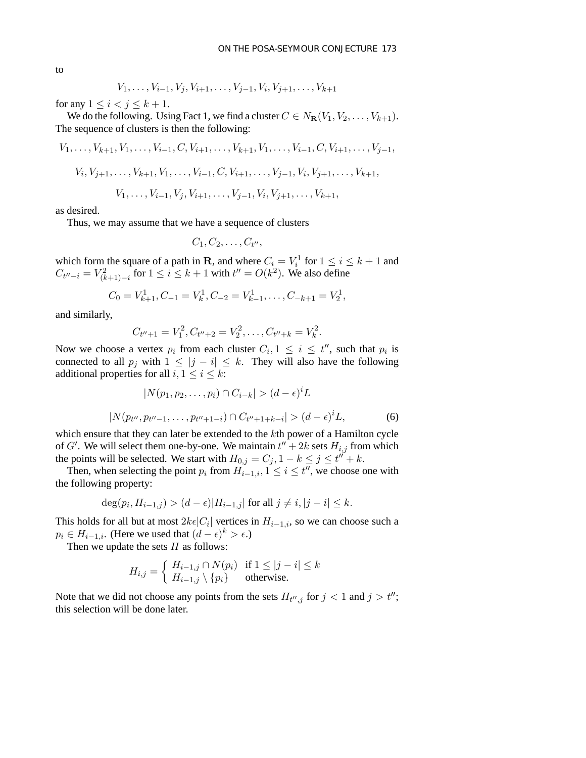to

$$V_1, \ldots, V_{i-1}, V_j, V_{i+1}, \ldots, V_{j-1}, V_i, V_{j+1}, \ldots, V_{k+1}$$

for any $1 \leq i < j \leq k+1$.

We do the following. Using Fact 1, we find a cluster $C \in N_{\mathbf{R}}(V_1, V_2, \ldots, V_{k+1})$. The sequence of clusters is then the following:

$$V_1, \ldots, V_{k+1}, V_1, \ldots, V_{i-1}, C, V_{i+1}, \ldots, V_{k+1}, V_1, \ldots, V_{i-1}, C, V_{i+1}, \ldots, V_{j-1},$$

$$V_i, V_{j+1}, \ldots, V_{k+1}, V_1, \ldots, V_{i-1}, C, V_{i+1}, \ldots, V_{j-1}, V_i, V_{j+1}, \ldots, V_{k+1},$$

$$V_1, \ldots, V_{i-1}, V_j, V_{i+1}, \ldots, V_{j-1}, V_i, V_{j+1}, \ldots, V_{k+1},$$

as desired.

Thus, we may assume that we have a sequence of clusters

$$C_1, C_2, \ldots, C_{t''},$$

which form the square of a path in $\mathbf{R}$, and where $C_i = V_i^1$ for $1 \leq i \leq k+1$ and $C_{t''-i} = V_{(k+1)-i}^2$ for $1 \leq i \leq k+1$ with $t'' = O(k^2)$. We also define

$$C_0 = V_{k+1}^1, C_{-1} = V_k^1, C_{-2} = V_{k-1}^1, \ldots, C_{-k+1} = V_2^1,$$

and similarly,

$$C_{t''+1} = V_1^2, C_{t''+2} = V_2^2, \ldots, C_{t''+k} = V_k^2.$$

Now we choose a vertex $p_i$ from each cluster $C_i, 1 \leq i \leq t''$, such that $p_i$ is connected to all $p_j$ with $1 \leq |j-i| \leq k$. They will also have the following additional properties for all $i, 1 \leq i \leq k$:

$$|N(p_1, p_2, \ldots, p_i) \cap C_{i-k}| > (d-\epsilon)^i L$$

$$|N(p_{t''}, p_{t''-1}, \ldots, p_{t''+1-i}) \cap C_{t''+1+k-i}| > (d-\epsilon)^i L, \tag{6}$$

which ensure that they can later be extended to the $k$th power of a Hamilton cycle of $G'$. We will select them one-by-one. We maintain $t'' + 2k$ sets $H_{i,j}$ from which the points will be selected. We start with $H_{0,j} = C_j, 1-k \leq j \leq t'' + k$.

Then, when selecting the point $p_i$ from $H_{i-1,i}, 1 \leq i \leq t''$, we choose one with the following property:

$$\deg(p_i, H_{i-1,j}) > (d-\epsilon)|H_{i-1,j}| \text{ for all } j \neq i, |j-i| \leq k.$$

This holds for all but at most $2k\epsilon|C_i|$ vertices in $H_{i-1,i}$, so we can choose such a $p_i \in H_{i-1,i}$. (Here we used that $(d-\epsilon)^k > \epsilon$.)

Then we update the sets $H$ as follows:

$$H_{i,j} = \begin{cases} H_{i-1,j} \cap N(p_i) & \text{if } 1 \leq |j-i| \leq k \\ H_{i-1,j} \setminus \{p_i\} & \text{otherwise.} \end{cases}$$

Note that we did not choose any points from the sets $H_{t'',j}$ for $j < 1$ and $j > t''$; this selection will be done later.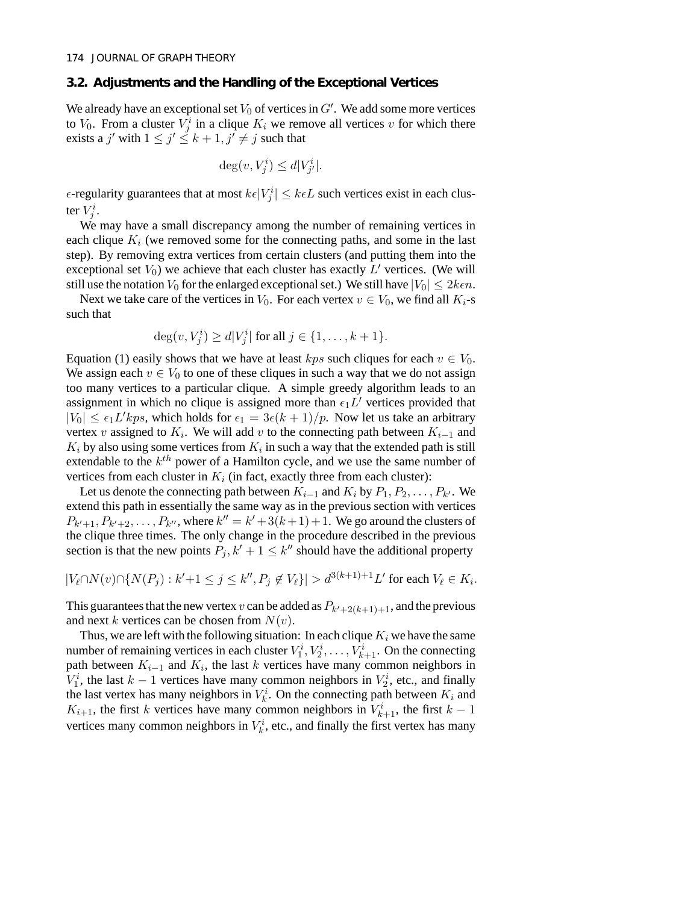### 3.2. Adjustments and the Handling of the Exceptional Vertices

We already have an exceptional set $V_0$ of vertices in $G'$. We add some more vertices to $V_0$. From a cluster $V_j^i$ in a clique $K_i$ we remove all vertices $v$ for which there exists a $j'$ with $1 \leq j' \leq k+1, j' \neq j$ such that

$$\deg(v, V_j^i) \leq d|V_{j'}^i|.$$

$\epsilon$-regularity guarantees that at most $k\epsilon|V_j^i| \leq k\epsilon L$ such vertices exist in each cluster $V_j^i$.

We may have a small discrepancy among the number of remaining vertices in each clique $K_i$ (we removed some for the connecting paths, and some in the last step). By removing extra vertices from certain clusters (and putting them into the exceptional set $V_0$) we achieve that each cluster has exactly $L'$ vertices. (We will still use the notation $V_0$ for the enlarged exceptional set.) We still have $|V_0| \leq 2k\epsilon n$.

Next we take care of the vertices in $V_0$. For each vertex $v \in V_0$, we find all $K_i$-s such that

$$\deg(v, V_j^i) \geq d|V_j^i| \text{ for all } j \in \{1, \ldots, k+1\}.$$

Equation (1) easily shows that we have at least $kps$ such cliques for each $v \in V_0$. We assign each $v \in V_0$ to one of these cliques in such a way that we do not assign too many vertices to a particular clique. A simple greedy algorithm leads to an assignment in which no clique is assigned more than $\epsilon_1 L'$ vertices provided that $|V_0| \leq \epsilon_1 L' kps$, which holds for $\epsilon_1 = 3\epsilon(k+1)/p$. Now let us take an arbitrary vertex $v$ assigned to $K_i$. We will add $v$ to the connecting path between $K_{i-1}$ and $K_i$ by also using some vertices from $K_i$ in such a way that the extended path is still extendable to the $k^{th}$ power of a Hamilton cycle, and we use the same number of vertices from each cluster in $K_i$ (in fact, exactly three from each cluster):

Let us denote the connecting path between $K_{i-1}$ and $K_i$ by $P_1, P_2, \ldots, P_{k'}$. We extend this path in essentially the same way as in the previous section with vertices $P_{k'+1}, P_{k'+2}, \ldots, P_{k''}$, where $k'' = k' + 3(k+1) + 1$. We go around the clusters of the clique three times. The only change in the procedure described in the previous section is that the new points $P_j, k'+1 \leq k''$ should have the additional property

$$|V_\ell \cap N(v) \cap \{N(P_j) : k'+1 \leq j \leq k'', P_j \notin V_\ell\}| > d^{3(k+1)+1} L' \text{ for each } V_\ell \in K_i.$$

This guarantees that the new vertex $v$ can be added as $P_{k'+2(k+1)+1}$, and the previous and next $k$ vertices can be chosen from $N(v)$.

Thus, we are left with the following situation: In each clique $K_i$ we have the same number of remaining vertices in each cluster $V_1^i, V_2^i, \ldots, V_{k+1}^i$. On the connecting path between $K_{i-1}$ and $K_i$, the last $k$ vertices have many common neighbors in $V_1^i$, the last $k-1$ vertices have many common neighbors in $V_2^i$, etc., and finally the last vertex has many neighbors in $V_k^i$. On the connecting path between $K_i$ and $K_{i+1}$, the first $k$ vertices have many common neighbors in $V_{k+1}^i$, the first $k-1$ vertices many common neighbors in $V_k^i$, etc., and finally the first vertex has many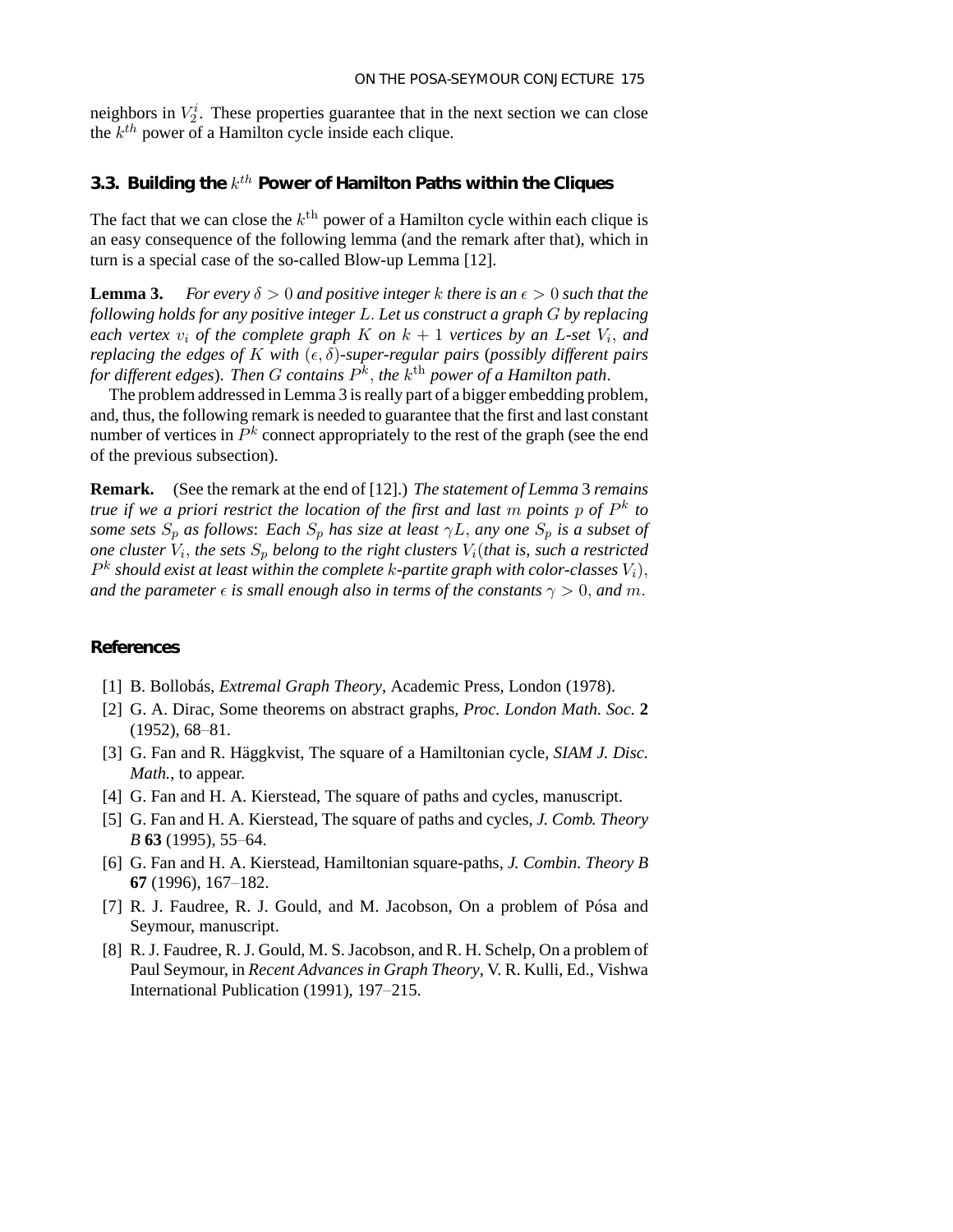neighbors in $V_2^i$. These properties guarantee that in the next section we can close the $k^{th}$ power of a Hamilton cycle inside each clique.

### 3.3. Building the $k^{th}$ Power of Hamilton Paths within the Cliques

The fact that we can close the $k^{\text{th}}$ power of a Hamilton cycle within each clique is an easy consequence of the following lemma (and the remark after that), which in turn is a special case of the so-called Blow-up Lemma [12].

**Lemma 3.** *For every $\delta > 0$ and positive integer $k$ there is an $\epsilon > 0$ such that the following holds for any positive integer $L$. Let us construct a graph $G$ by replacing each vertex $v_i$ of the complete graph $K$ on $k+1$ vertices by an $L$-set $V_i$, and replacing the edges of $K$ with $(\epsilon, \delta)$-super-regular pairs (possibly different pairs for different edges). Then $G$ contains $P^k$, the $k^{\text{th}}$ power of a Hamilton path.*

The problem addressed in Lemma 3 is really part of a bigger embedding problem, and, thus, the following remark is needed to guarantee that the first and last constant number of vertices in $P^k$ connect appropriately to the rest of the graph (see the end of the previous subsection).

**Remark.** (See the remark at the end of [12].) *The statement of Lemma 3 remains true if we a priori restrict the location of the first and last $m$ points $p$ of $P^k$ to some sets $S_p$ as follows: Each $S_p$ has size at least $\gamma L$, any one $S_p$ is a subset of one cluster $V_i$, the sets $S_p$ belong to the right clusters $V_i$(that is, such a restricted $P^k$ should exist at least within the complete $k$-partite graph with color-classes $V_i$), and the parameter $\epsilon$ is small enough also in terms of the constants $\gamma > 0$, and $m$.*

## References

[1] B. Bollobás, *Extremal Graph Theory*, Academic Press, London (1978).

[2] G. A. Dirac, Some theorems on abstract graphs, *Proc. London Math. Soc.* **2** (1952), 68–81.

[3] G. Fan and R. Häggkvist, The square of a Hamiltonian cycle, *SIAM J. Disc. Math.*, to appear.

[4] G. Fan and H. A. Kierstead, The square of paths and cycles, manuscript.

[5] G. Fan and H. A. Kierstead, The square of paths and cycles, *J. Comb. Theory B* **63** (1995), 55–64.

[6] G. Fan and H. A. Kierstead, Hamiltonian square-paths, *J. Combin. Theory B* **67** (1996), 167–182.

[7] R. J. Faudree, R. J. Gould, and M. Jacobson, On a problem of Pósa and Seymour, manuscript.

[8] R. J. Faudree, R. J. Gould, M. S. Jacobson, and R. H. Schelp, On a problem of Paul Seymour, in *Recent Advances in Graph Theory*, V. R. Kulli, Ed., Vishwa International Publication (1991), 197–215.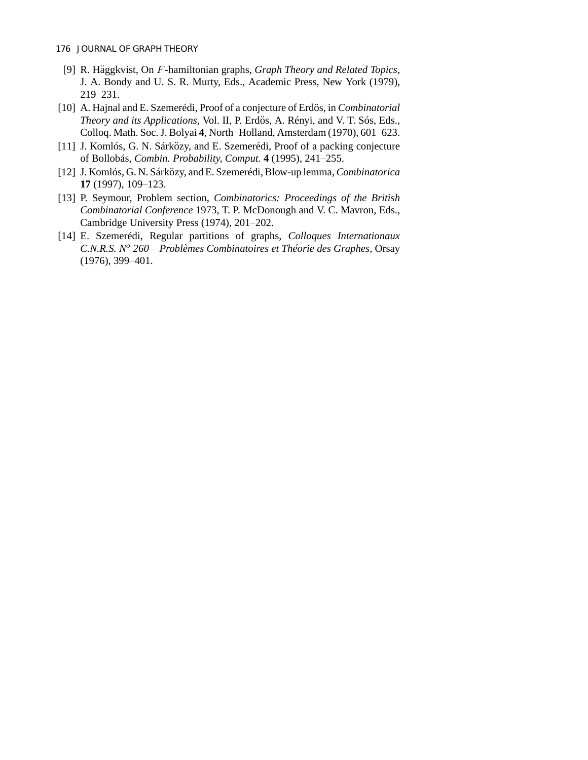[9] R. Häggkvist, On $F$-hamiltonian graphs, *Graph Theory and Related Topics*, J. A. Bondy and U. S. R. Murty, Eds., Academic Press, New York (1979), 219–231.

[10] A. Hajnal and E. Szemerédi, Proof of a conjecture of Erdös, in *Combinatorial Theory and its Applications*, Vol. II, P. Erdös, A. Rényi, and V. T. Sós, Eds., Colloq. Math. Soc. J. Bolyai **4**, North–Holland, Amsterdam (1970), 601–623.

[11] J. Komlós, G. N. Sárközy, and E. Szemerédi, Proof of a packing conjecture of Bollobás, *Combin. Probability, Comput.* **4** (1995), 241–255.

[12] J. Komlós, G. N. Sárközy, and E. Szemerédi, Blow-up lemma, *Combinatorica* **17** (1997), 109–123.

[13] P. Seymour, Problem section, *Combinatorics: Proceedings of the British Combinatorial Conference* 1973, T. P. McDonough and V. C. Mavron, Eds., Cambridge University Press (1974), 201–202.

[14] E. Szemerédi, Regular partitions of graphs, *Colloques Internationaux C.N.R.S. N$^o$ 260—Problèmes Combinatoires et Théorie des Graphes*, Orsay (1976), 399–401.